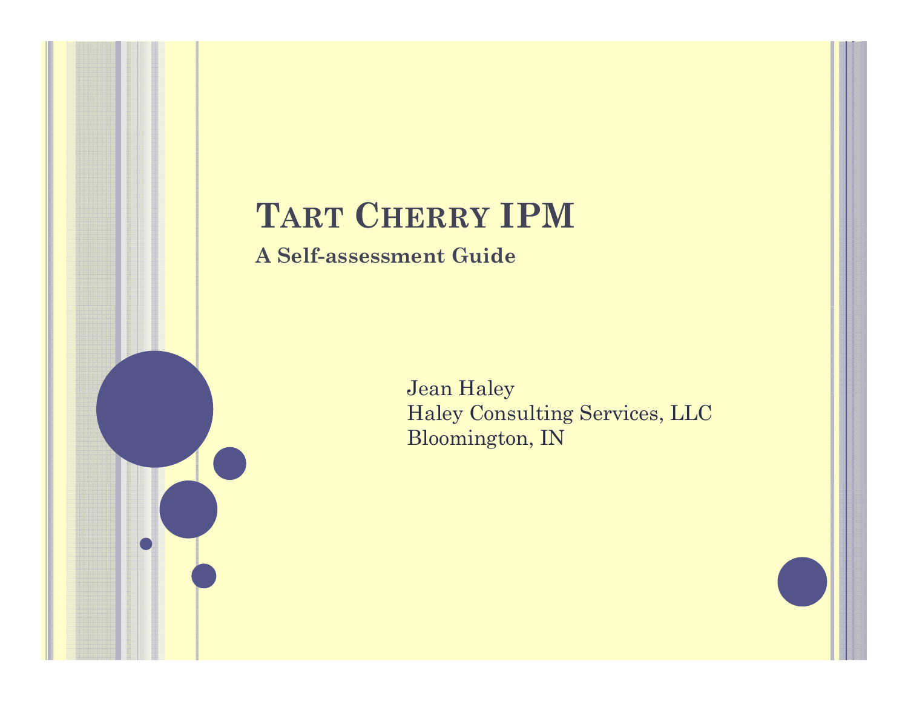# Tart Cherry IPM

## A Self-assessment Guide

Jean Haley
Haley Consulting Services, LLC
Bloomington, IN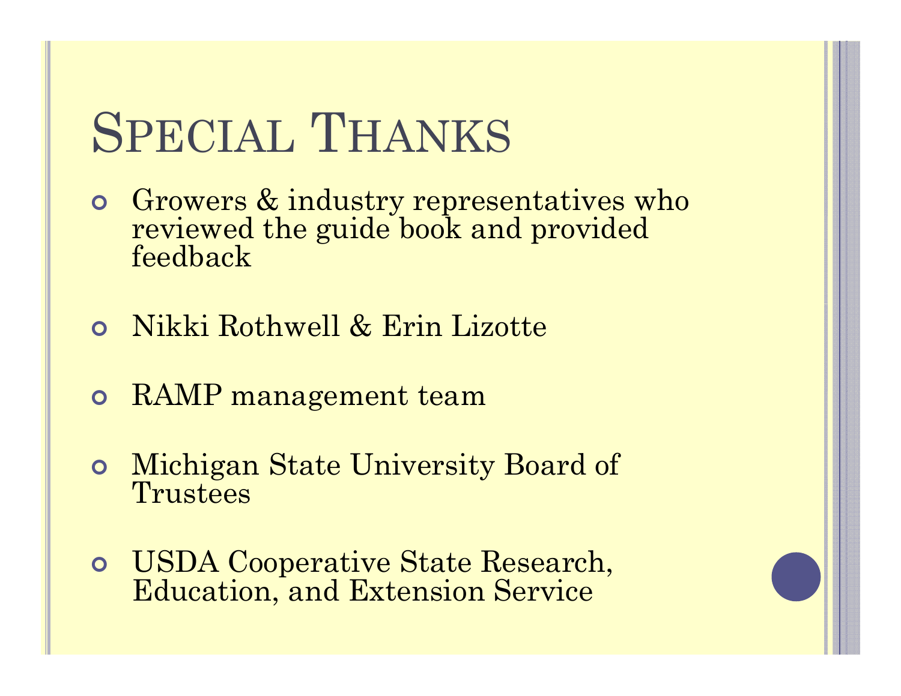# Special Thanks

- Growers & industry representatives who reviewed the guide book and provided feedback
- Nikki Rothwell & Erin Lizotte
- RAMP management team
- Michigan State University Board of Trustees
- USDA Cooperative State Research, Education, and Extension Service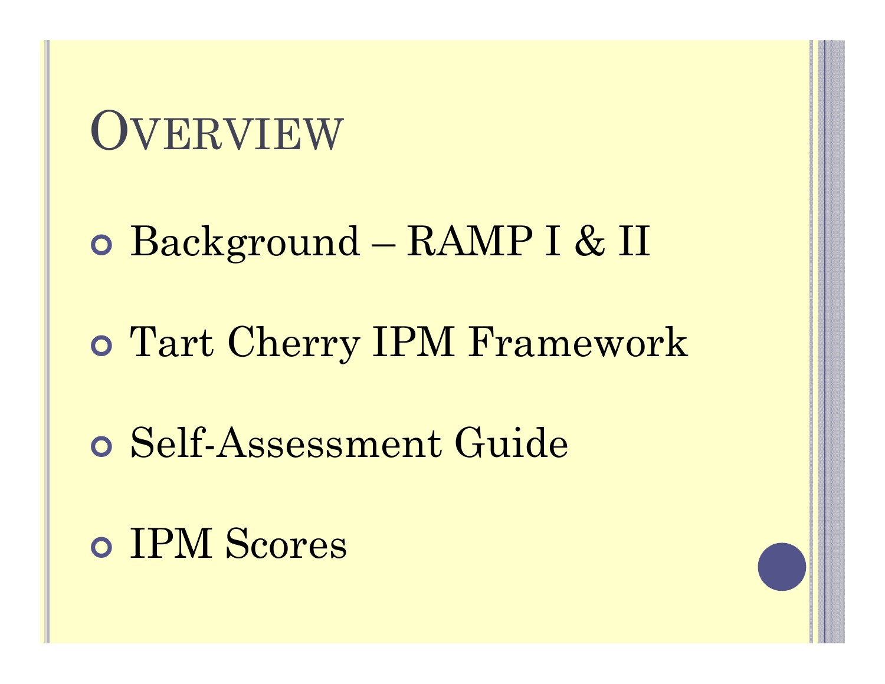# Overview

- Background – RAMP I & II
- Tart Cherry IPM Framework
- Self-Assessment Guide
- IPM Scores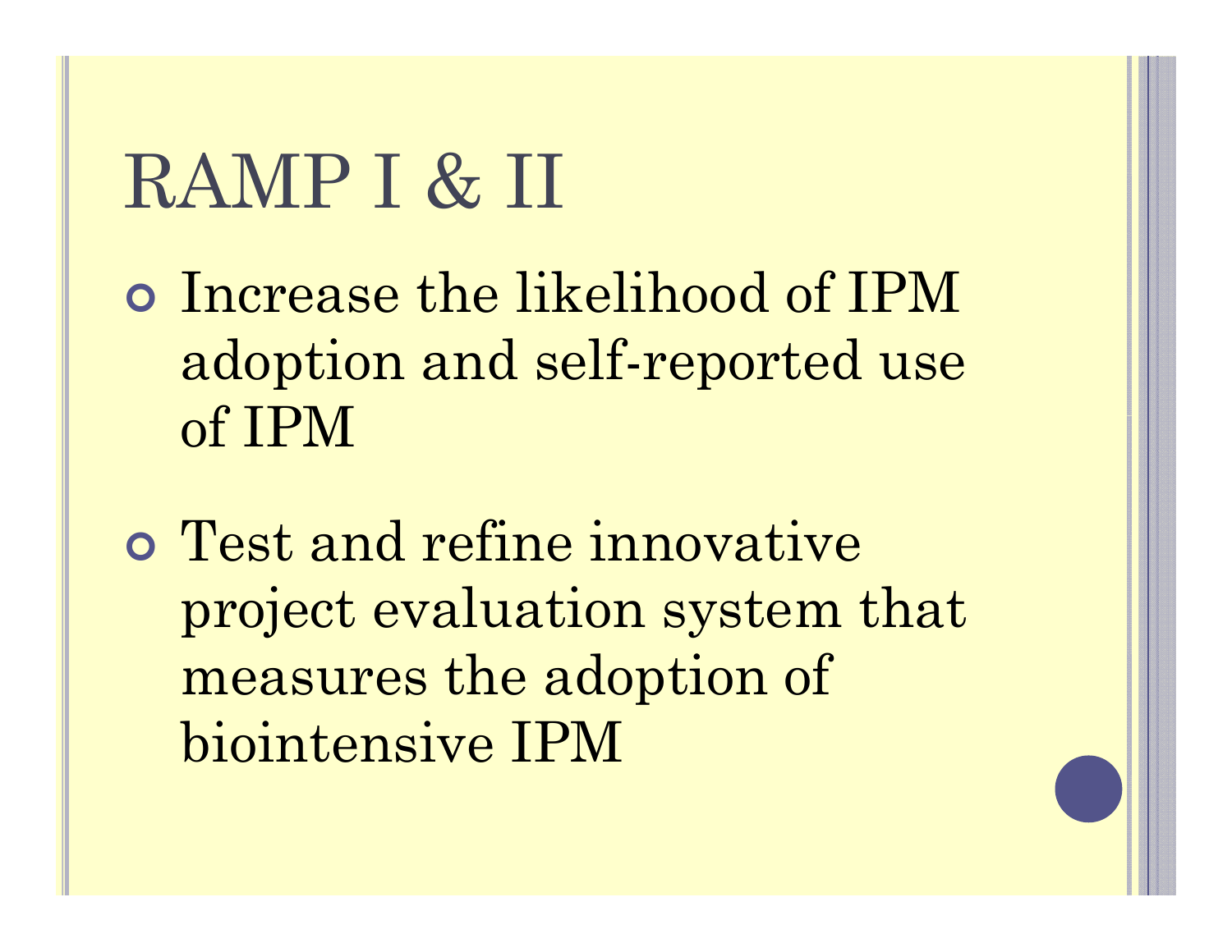# RAMP I & II

- Increase the likelihood of IPM adoption and self-reported use of IPM

- Test and refine innovative project evaluation system that measures the adoption of biointensive IPM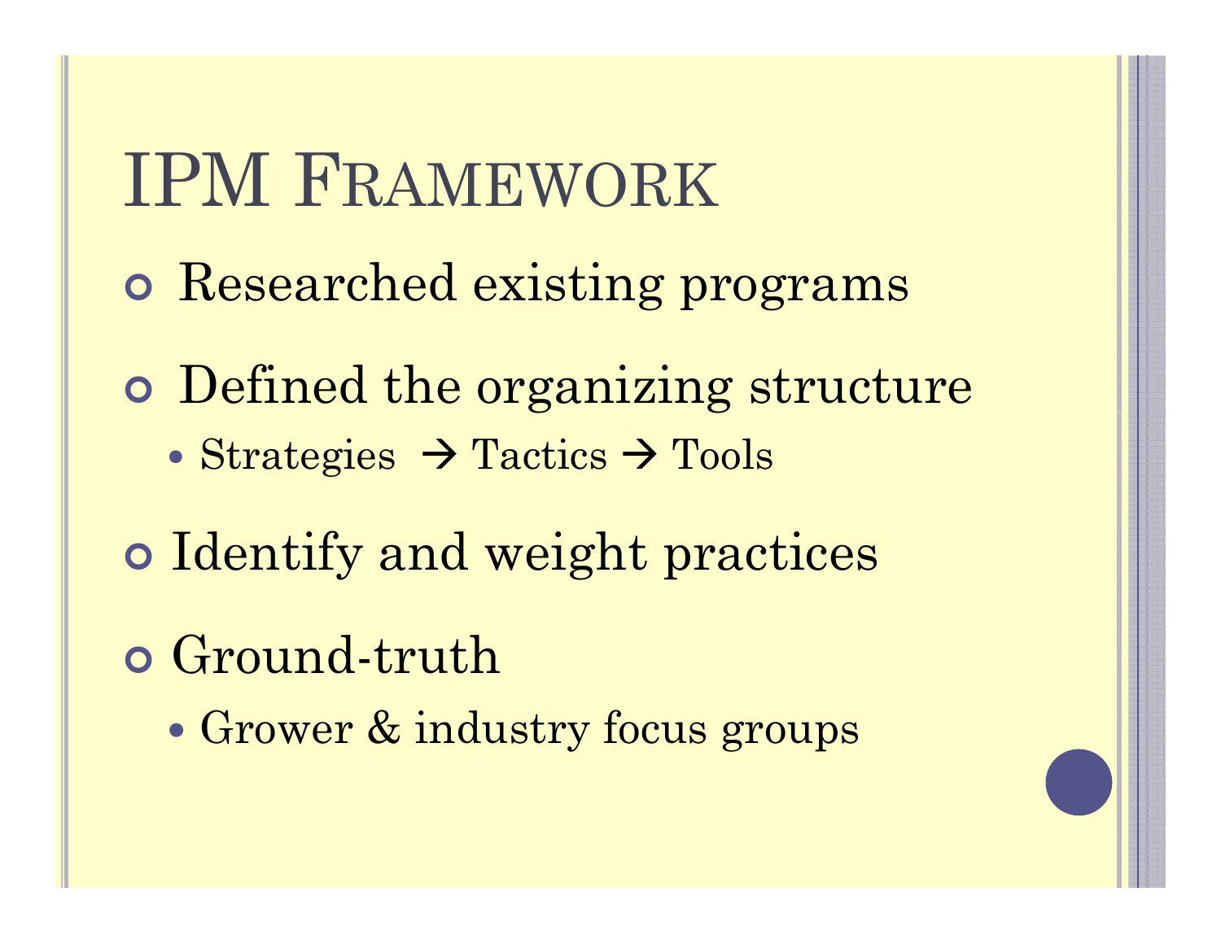# IPM Framework

- Researched existing programs
- Defined the organizing structure
  - Strategies → Tactics → Tools
- Identify and weight practices
- Ground-truth
  - Grower & industry focus groups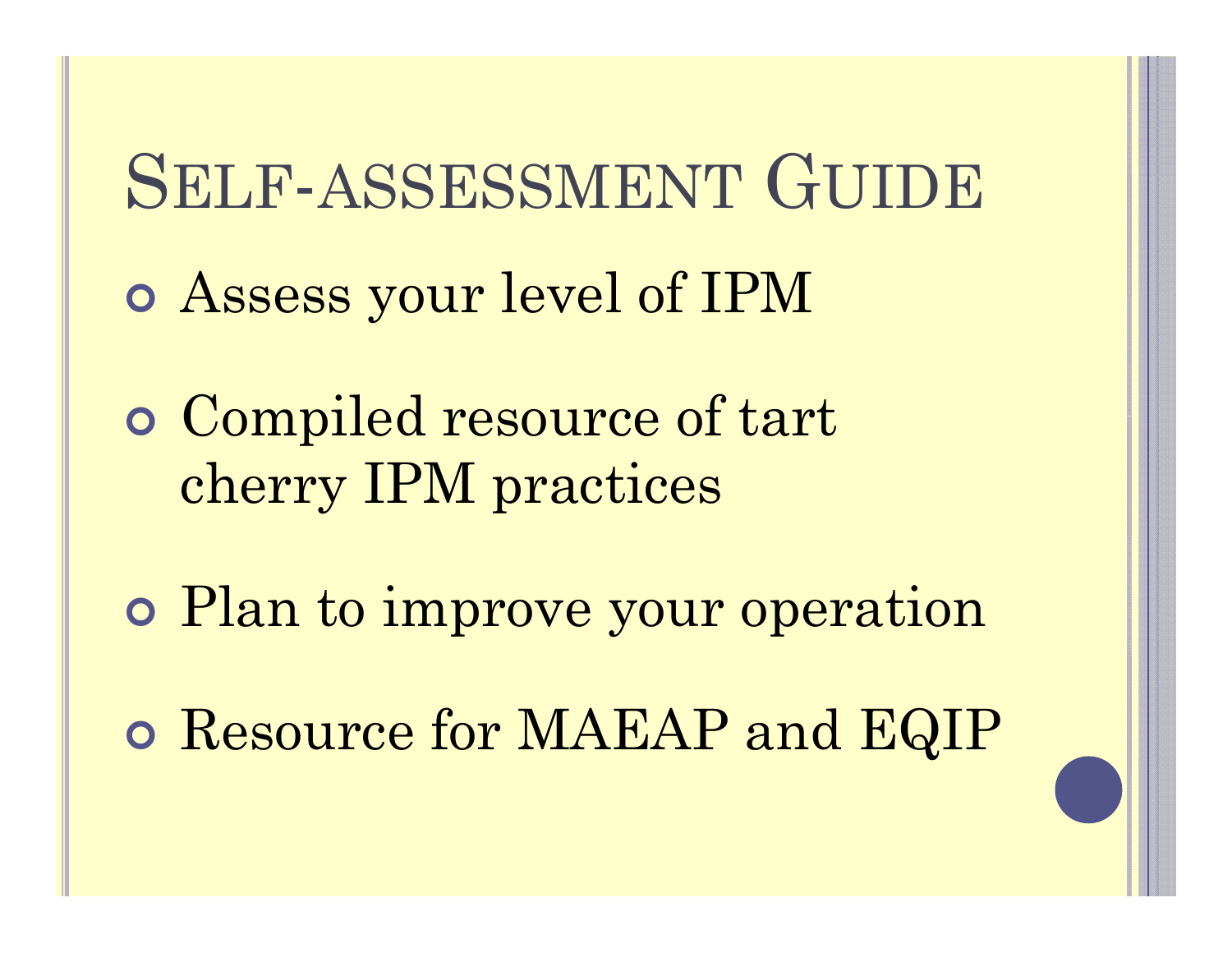# Self-assessment Guide

- Assess your level of IPM
- Compiled resource of tart cherry IPM practices
- Plan to improve your operation
- Resource for MAEAP and EQIP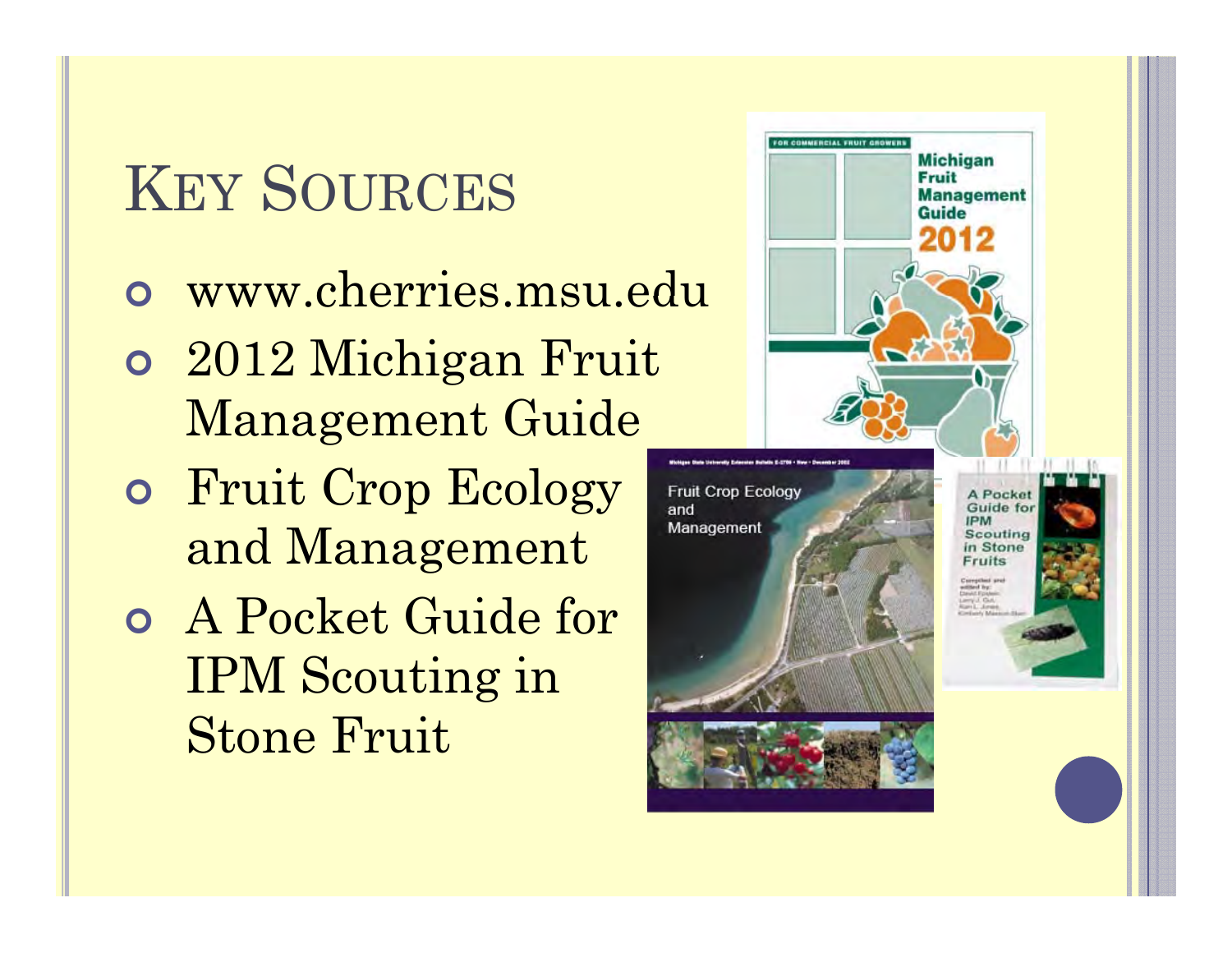# Key Sources

- www.cherries.msu.edu
- 2012 Michigan Fruit Management Guide
- Fruit Crop Ecology and Management
- A Pocket Guide for IPM Scouting in Stone Fruit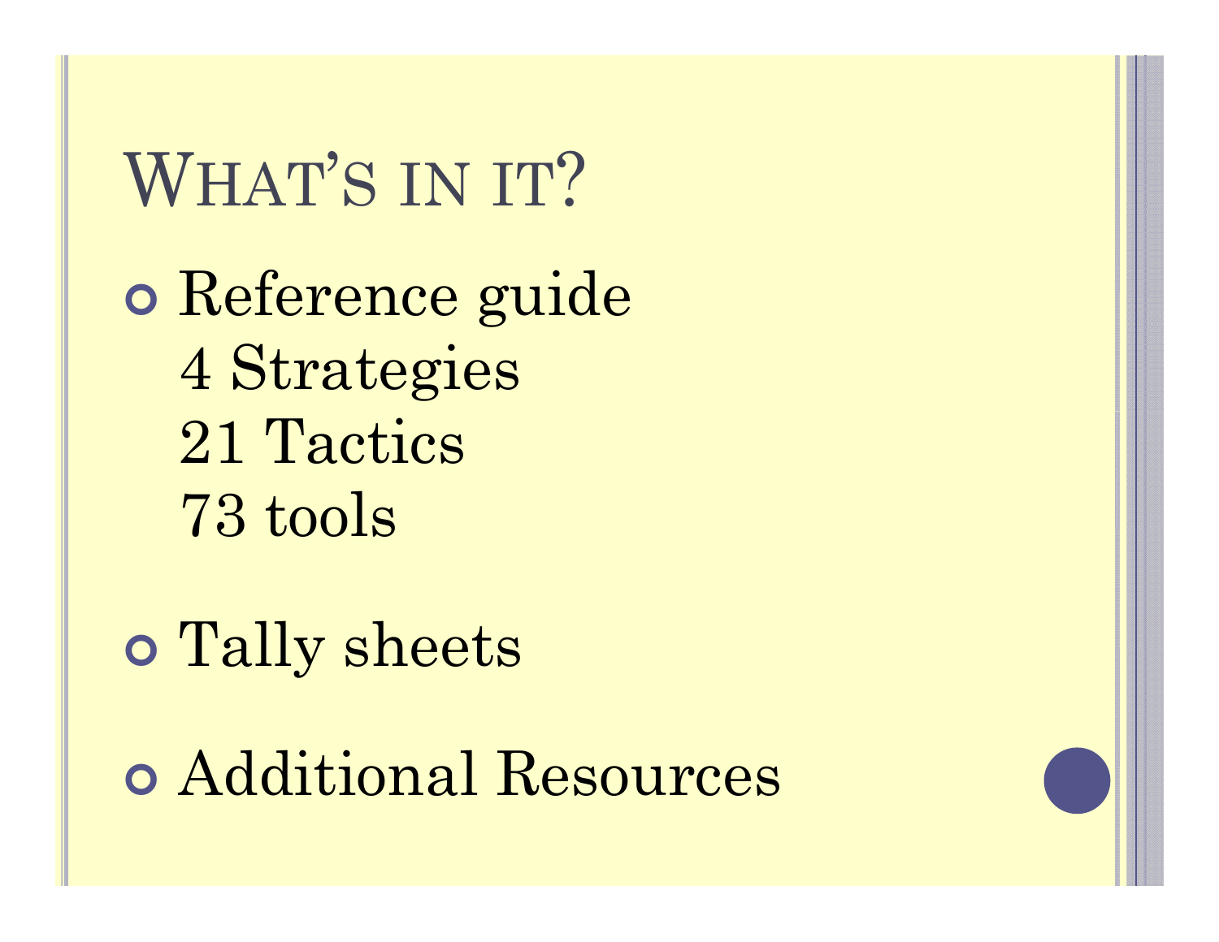# What's in it?

- Reference guide
  4 Strategies
  21 Tactics
  73 tools
- Tally sheets
- Additional Resources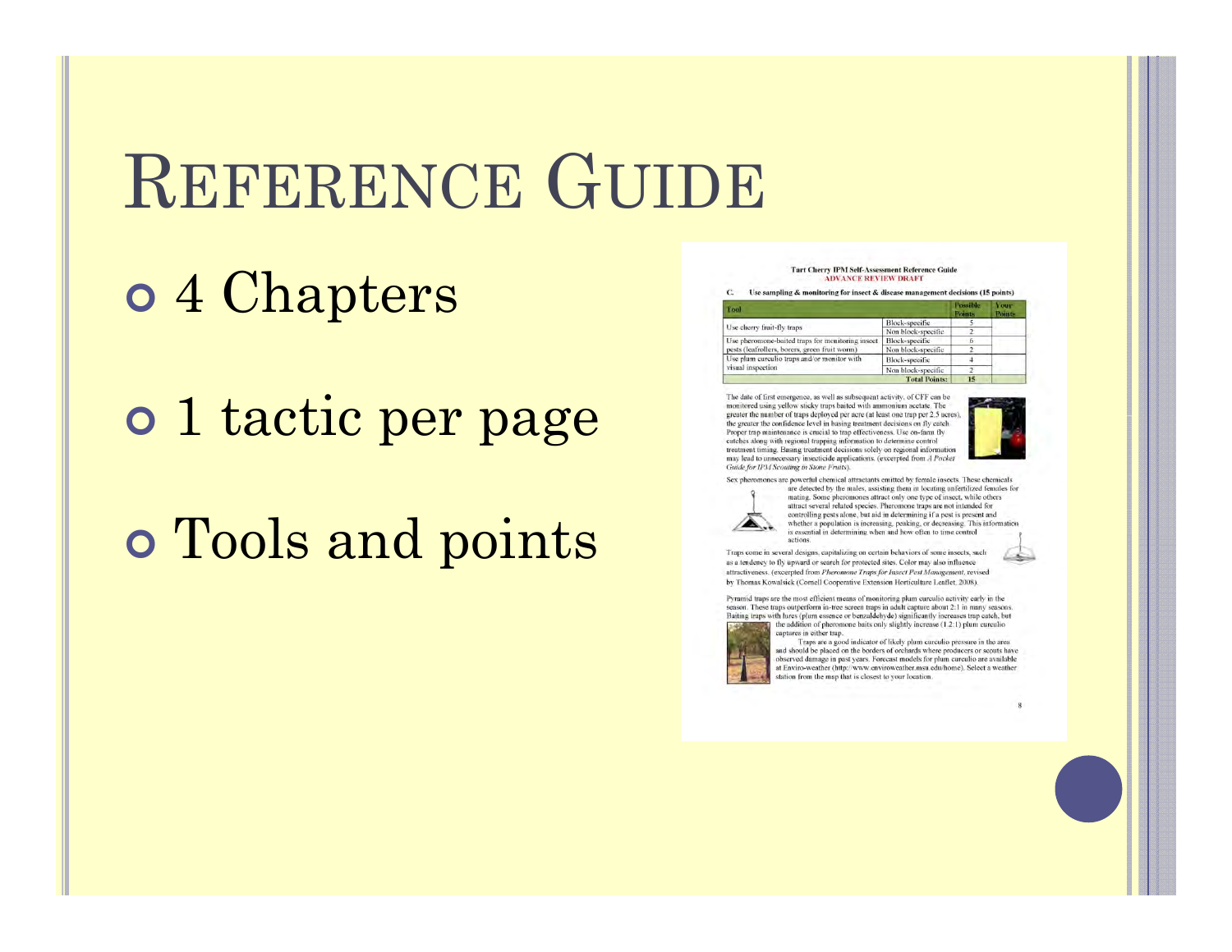# Reference Guide

- 4 Chapters
- 1 tactic per page
- Tools and points

Tart Cherry IPM Self-Assessment Reference Guide
ADVANCE REVIEW DRAFT

C. Use sampling & monitoring for insect & disease management decisions (15 points)

| Tool | | Possible Points | Your Points |
|---|---|---|---|
| Use cherry fruit-fly traps | Block-specific | 5 | |
| | Non block-specific | 2 | |
| Use pheromone-baited traps for monitoring insect pests (leafrollers, borers, green fruit worm) | Block-specific | 6 | |
| | Non block-specific | 2 | |
| Use plum curculio traps and/or monitor with visual inspection | Block-specific | 4 | |
| | Non block-specific | 2 | |
| | Total Points: | 15 | |

The date of first emergence, as well as subsequent activity, of CFF can be monitored using yellow sticky traps baited with ammonium acetate. The greater the number of traps deployed per acre (at least one trap per 2.5 acres), the greater the confidence level in basing treatment decisions on fly catch. Proper trap maintenance is crucial to trap effectiveness. Use on-farm fly catches along with regional trapping information to determine control treatment timing. Basing treatment decisions solely on regional information may lead to unnecessary insecticide applications. (excerpted from *A Pocket Guide for IPM Scouting in Stone Fruits*).

Sex pheromones are powerful chemical attractants emitted by female insects. These chemicals are detected by the males, assisting them in locating unfertilized females for mating. Some pheromones attract only one type of insect, while others attract several related species. Pheromone traps are not intended for controlling pests alone, but aid in determining if a pest is present and whether a population is increasing, peaking, or decreasing. This information is essential in determining when and how often to time control actions.

Traps come in several designs, capitalizing on certain behaviors of some insects, such as a tendency to fly upward or search for protected sites. Color may also influence attractiveness. (excerpted from *Pheromone Traps for Insect Pest Management*, revised by Thomas Kowalsick (Cornell Cooperative Extension Horticulture Leaflet, 2008).

Pyramid traps are the most efficient means of monitoring plum curculio activity early in the season. These traps outperform in-tree screen traps in adult capture about 2:1 in many seasons. Baiting traps with lures (plum essence or benzaldehyde) significantly increases trap catch, but the addition of pheromone baits only slightly increase (1.2:1) plum curculio captures in either trap.

Traps are a good indicator of likely plum curculio pressure in the area and should be placed on the borders of orchards where producers or scouts have observed damage in past years. Forecast models for plum curculio are available at Enviro-weather (http://www.enviroweather.msu.edu/home). Select a weather station from the map that is closest to your location.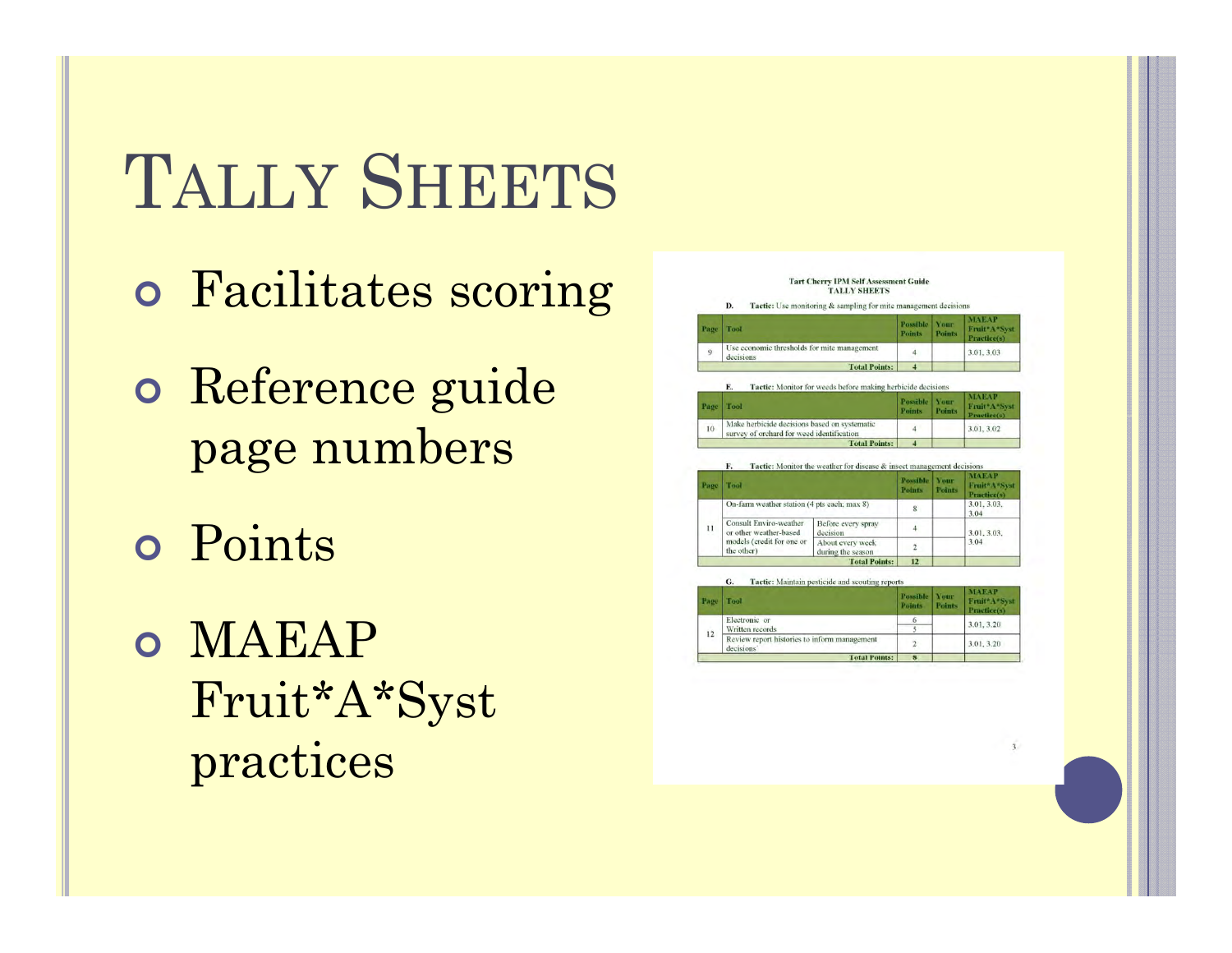# Tally Sheets

- Facilitates scoring
- Reference guide page numbers
- Points
- MAEAP Fruit*A*Syst practices

**Tart Cherry IPM Self Assessment Guide**
**TALLY SHEETS**

**D. Tactic:** Use monitoring & sampling for mite management decisions

| Page | Tool | Possible Points | Your Points | MAEAP Fruit*A*Syst Practice(s) |
|---|---|---|---|---|
| 9 | Use economic thresholds for mite management decisions | 4 | | 3.01, 3.03 |
| | **Total Points:** | **4** | | |

**E. Tactic:** Monitor for weeds before making herbicide decisions

| Page | Tool | Possible Points | Your Points | MAEAP Fruit*A*Syst Practice(s) |
|---|---|---|---|---|
| 10 | Make herbicide decisions based on systematic survey of orchard for weed identification | 4 | | 3.01, 3.02 |
| | **Total Points:** | **4** | | |

**F. Tactic:** Monitor the weather for disease & insect management decisions

| Page | Tool | | Possible Points | Your Points | MAEAP Fruit*A*Syst Practice(s) |
|---|---|---|---|---|---|
| 11 | On-farm weather station (4 pts each; max 8) | | 8 | | 3.01, 3.03, 3.04 |
| | Consult Enviro-weather or other weather-based models (credit for one or the other) | Before every spray decision | 4 | | 3.01, 3.03, 3.04 |
| | | About every week during the season | 2 | | |
| | **Total Points:** | | **12** | | |

**G. Tactic:** Maintain pesticide and scouting reports

| Page | Tool | Possible Points | Your Points | MAEAP Fruit*A*Syst Practice(s) |
|---|---|---|---|---|
| 12 | Electronic or | 6 | | 3.01, 3.20 |
| | Written records | 5 | | |
| | Review report histories to inform management decisions | 2 | | 3.01, 3.20 |
| | **Total Points:** | **8** | | |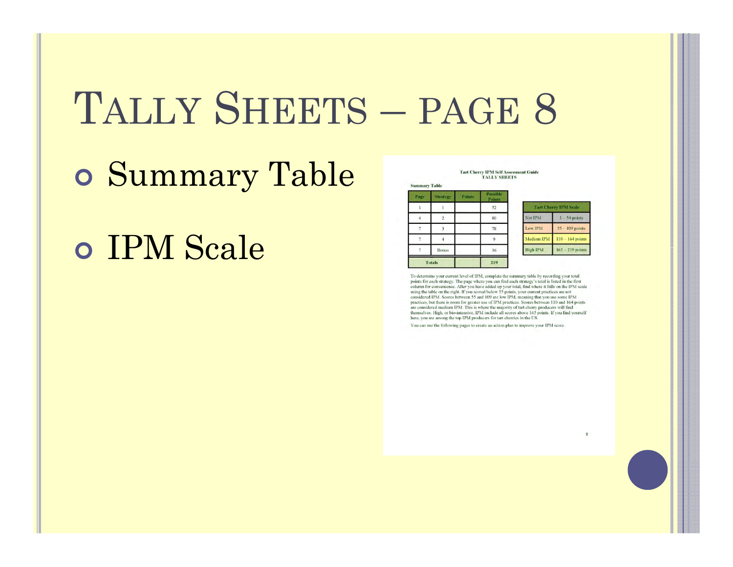# TALLY SHEETS – PAGE 8

- Summary Table
- IPM Scale

**Tart Cherry IPM Self Assessment Guide**
**TALLY SHEETS**

**Summary Table**

| Page | Strategy | Points | Possible Points |
|---|---|---|---|
| 1 | 1 | | 52 |
| 4 | 2 | | 80 |
| 7 | 3 | | 78 |
| 7 | 4 | | 9 |
| 7 | Bonus | | 16 |
| Totals | | | 219 |

| Tart Cherry IPM Scale | |
|---|---|
| Not IPM | 1 – 54 points |
| Low IPM | 55 – 109 points |
| Medium IPM | 110 – 164 points |
| High IPM | 165 – 219 points |

To determine your current level of IPM, complete the summary table by recording your total points for each strategy. The page where you can find each strategy's total is listed in the first column for convenience. After you have added up your total, find where it falls on the IPM scale using the table on the right. If you scored below 55 points, your current practices are not considered IPM. Scores between 55 and 109 are low IPM, meaning that you use some IPM practices, but there is room for greater use of IPM practices. Scores between 110 and 164 points are considered medium IPM. This is where the majority of tart cherry producers will find themselves. High, or bio-intensive, IPM include all scores above 165 points. If you find yourself here, you are among the top IPM producers for tart cherries in the US.

You can use the following pages to create an action plan to improve your IPM score.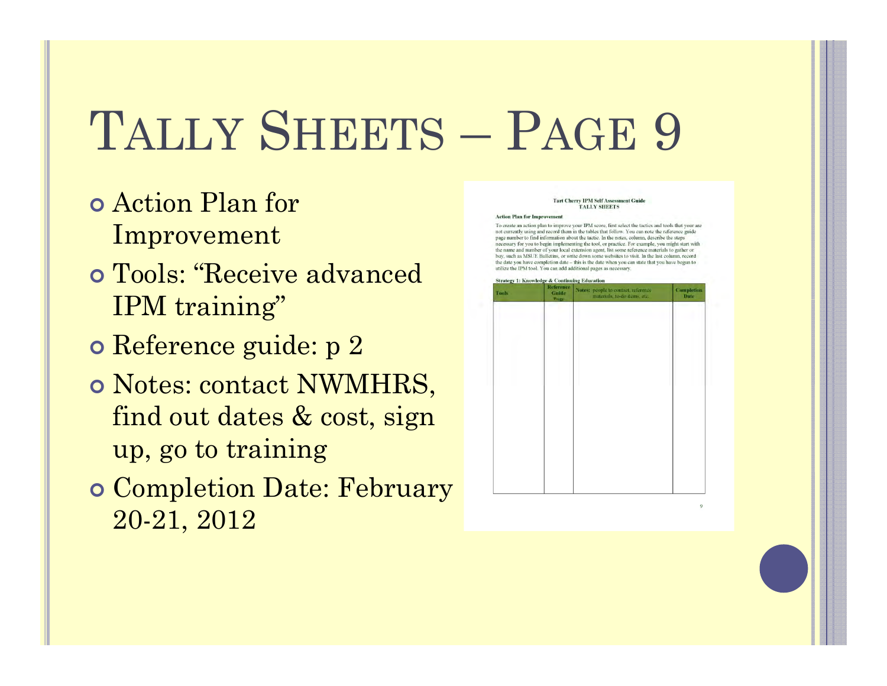# Tally Sheets – Page 9

- Action Plan for Improvement
- Tools: "Receive advanced IPM training"
- Reference guide: p 2
- Notes: contact NWMHRS, find out dates & cost, sign up, go to training
- Completion Date: February 20-21, 2012

**Tart Cherry IPM Self Assessment Guide**
**TALLY SHEETS**

**Action Plan for Improvement**

To create an action plan to improve your IPM score, first select the tactics and tools that your are not currently using and record them in the tables that follow. You can note the reference guide page number to find information about the tactic. In the notes, column, describe the steps necessary for you to begin implementing the tool, or practice. For example, you might start with the name and number of your local extension agent, list some reference materials to gather or buy, such as MSUE Bulletins, or write down some websites to visit. In the last column, record the date you have completion date – this is the date when you can state that you have begun to utilize the IPM tool. You can add additional pages as necessary.

**Strategy 1: Knowledge & Continuing Education**

| Tools | Reference Guide Page | Notes: people to contact, reference materials, to-do items, etc. | Completion Date |
|---|---|---|---|
| | | | |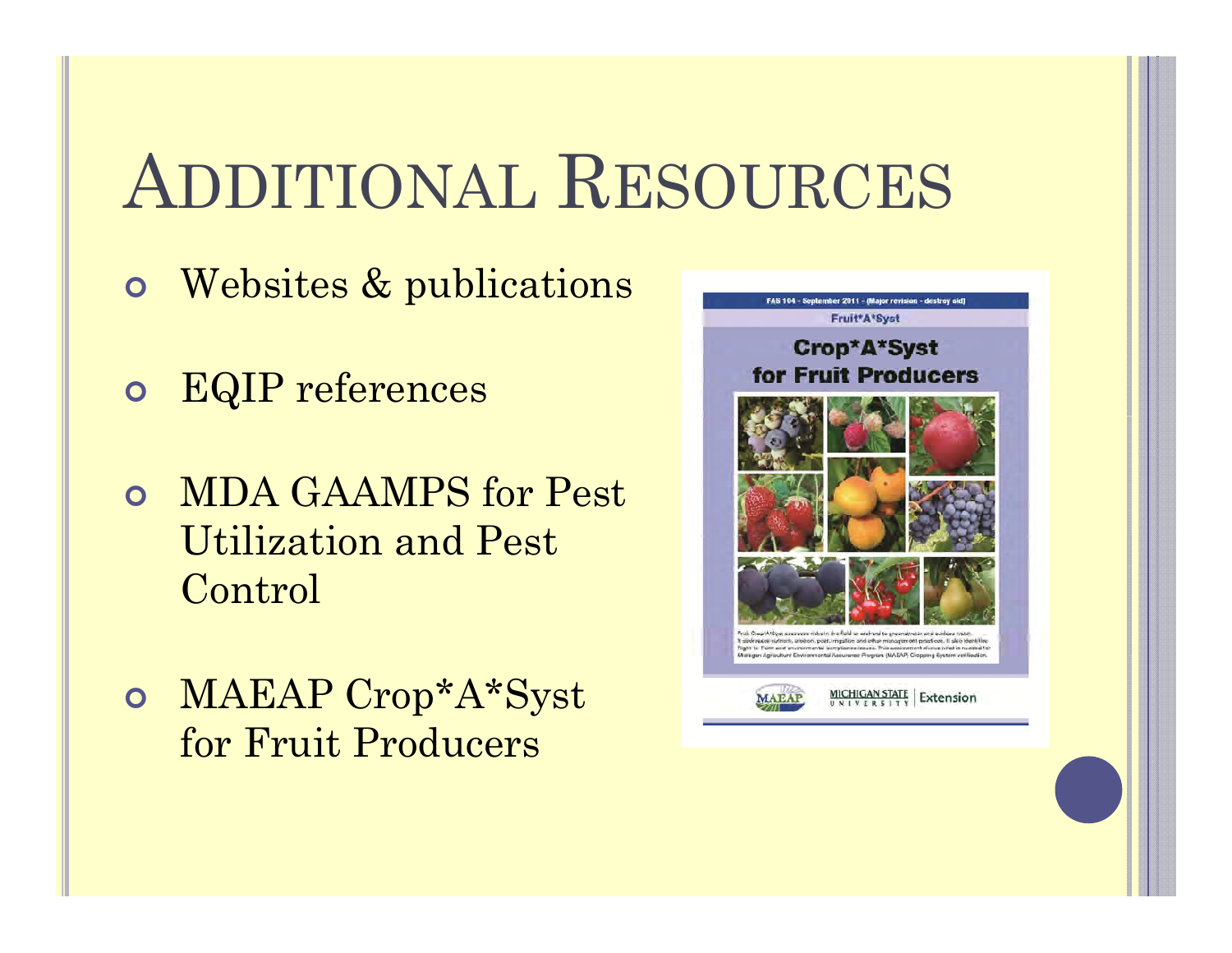# Additional Resources

- Websites & publications
- EQIP references
- MDA GAAMPS for Pest Utilization and Pest Control
- MAEAP Crop*A*Syst for Fruit Producers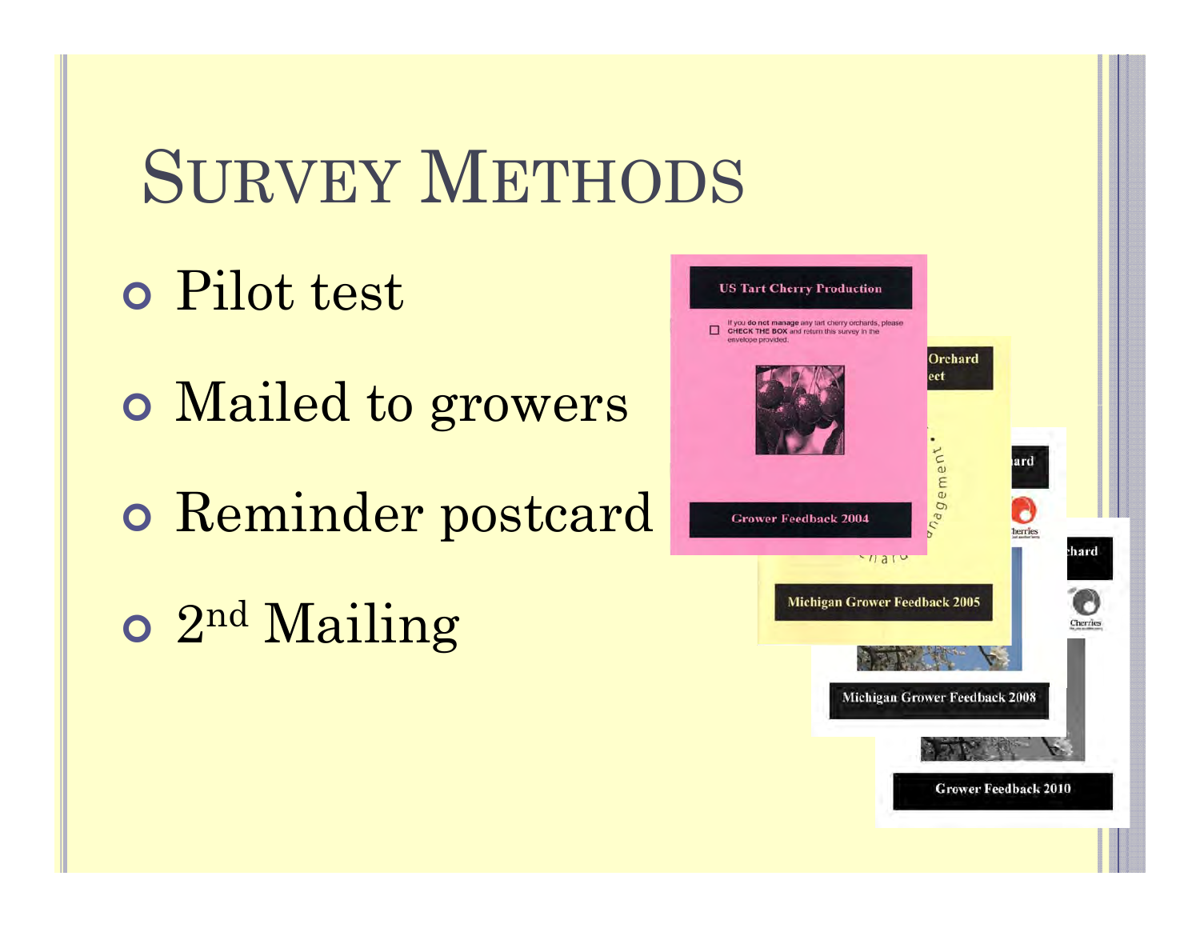# Survey Methods

- Pilot test
- Mailed to growers
- Reminder postcard
- 2nd Mailing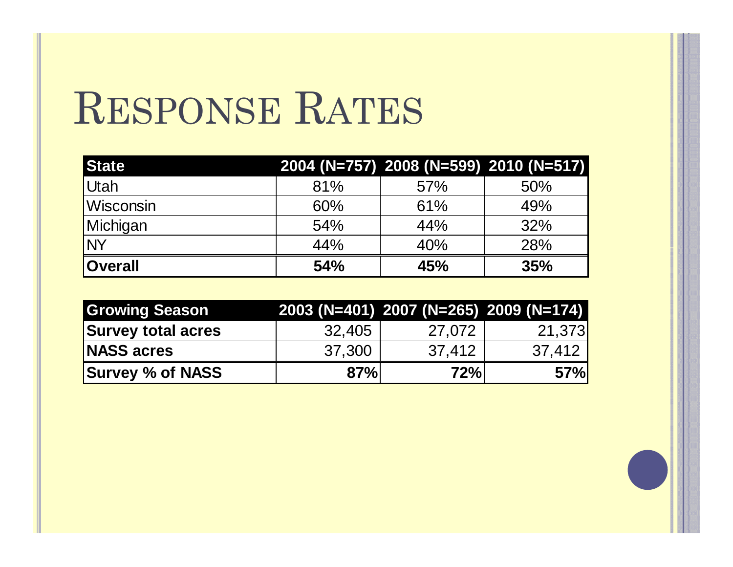# Response Rates

| State | 2004 (N=757) | 2008 (N=599) | 2010 (N=517) |
|---|---|---|---|
| Utah | 81% | 57% | 50% |
| Wisconsin | 60% | 61% | 49% |
| Michigan | 54% | 44% | 32% |
| NY | 44% | 40% | 28% |
| **Overall** | **54%** | **45%** | **35%** |

| Growing Season | 2003 (N=401) | 2007 (N=265) | 2009 (N=174) |
|---|---|---|---|
| **Survey total acres** | 32,405 | 27,072 | 21,373 |
| **NASS acres** | 37,300 | 37,412 | 37,412 |
| **Survey % of NASS** | **87%** | **72%** | **57%** |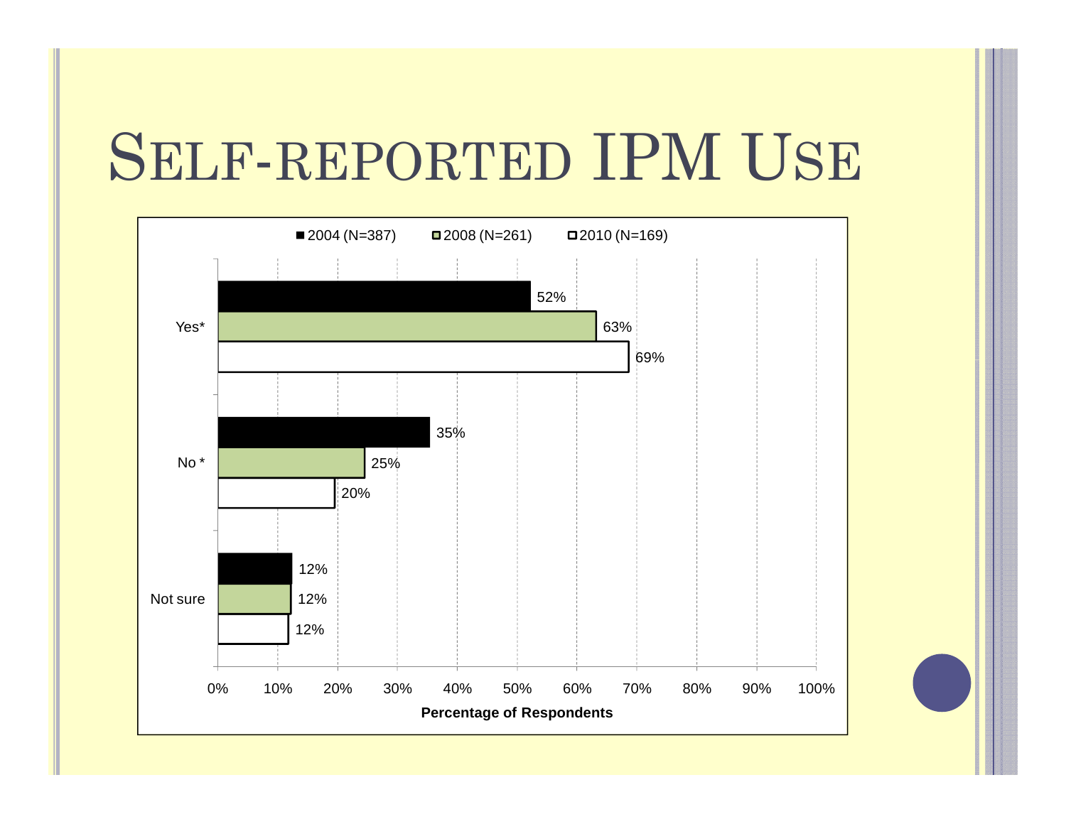# Self-reported IPM Use

| | 2004 (N=387) | 2008 (N=261) | 2010 (N=169) |
|---|---|---|---|
| Yes* | 52% | 63% | 69% |
| No * | 35% | 25% | 20% |
| Not sure | 12% | 12% | 12% |

Percentage of Respondents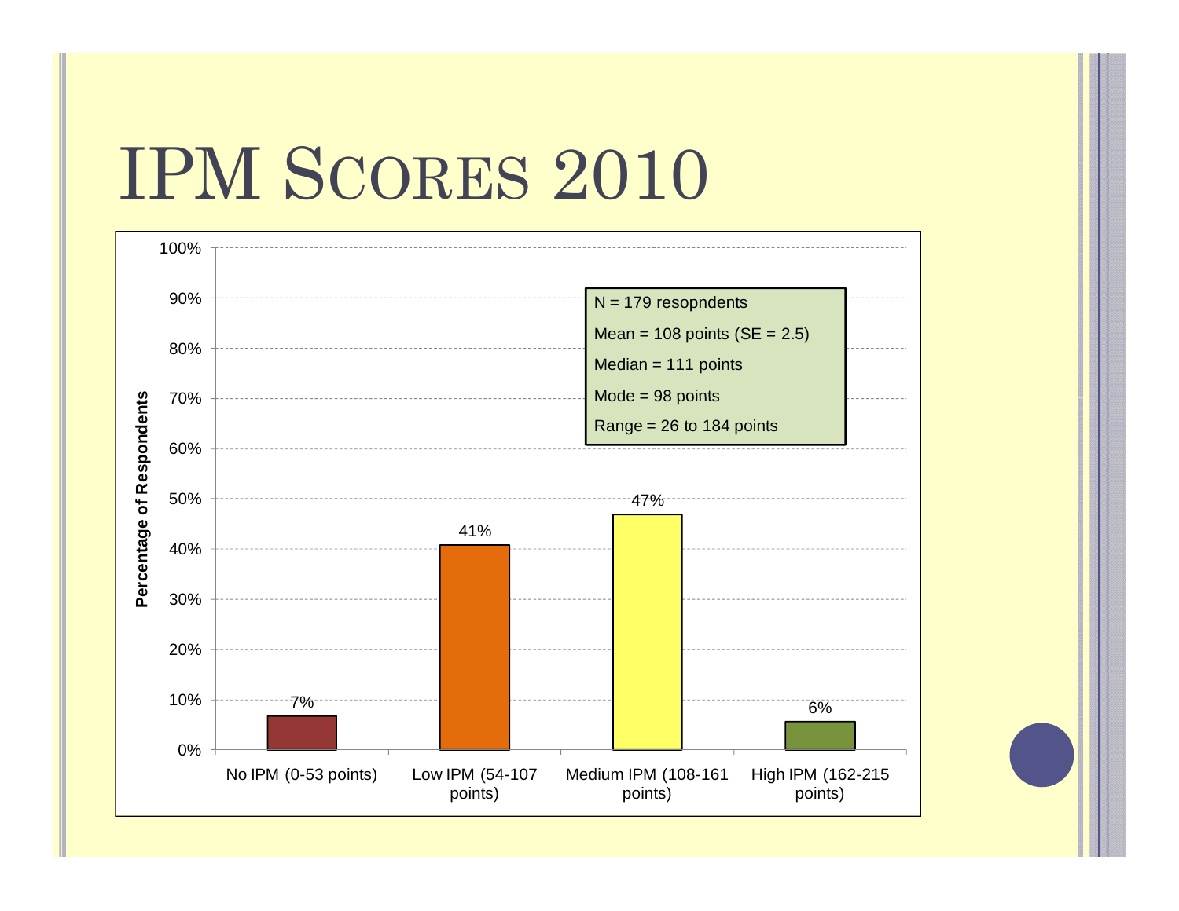# IPM Scores 2010

| IPM Category | Percentage of Respondents |
|---|---|
| No IPM (0-53 points) | 7% |
| Low IPM (54-107 points) | 41% |
| Medium IPM (108-161 points) | 47% |
| High IPM (162-215 points) | 6% |

N = 179 resopndents

Mean = 108 points (SE = 2.5)

Median = 111 points

Mode = 98 points

Range = 26 to 184 points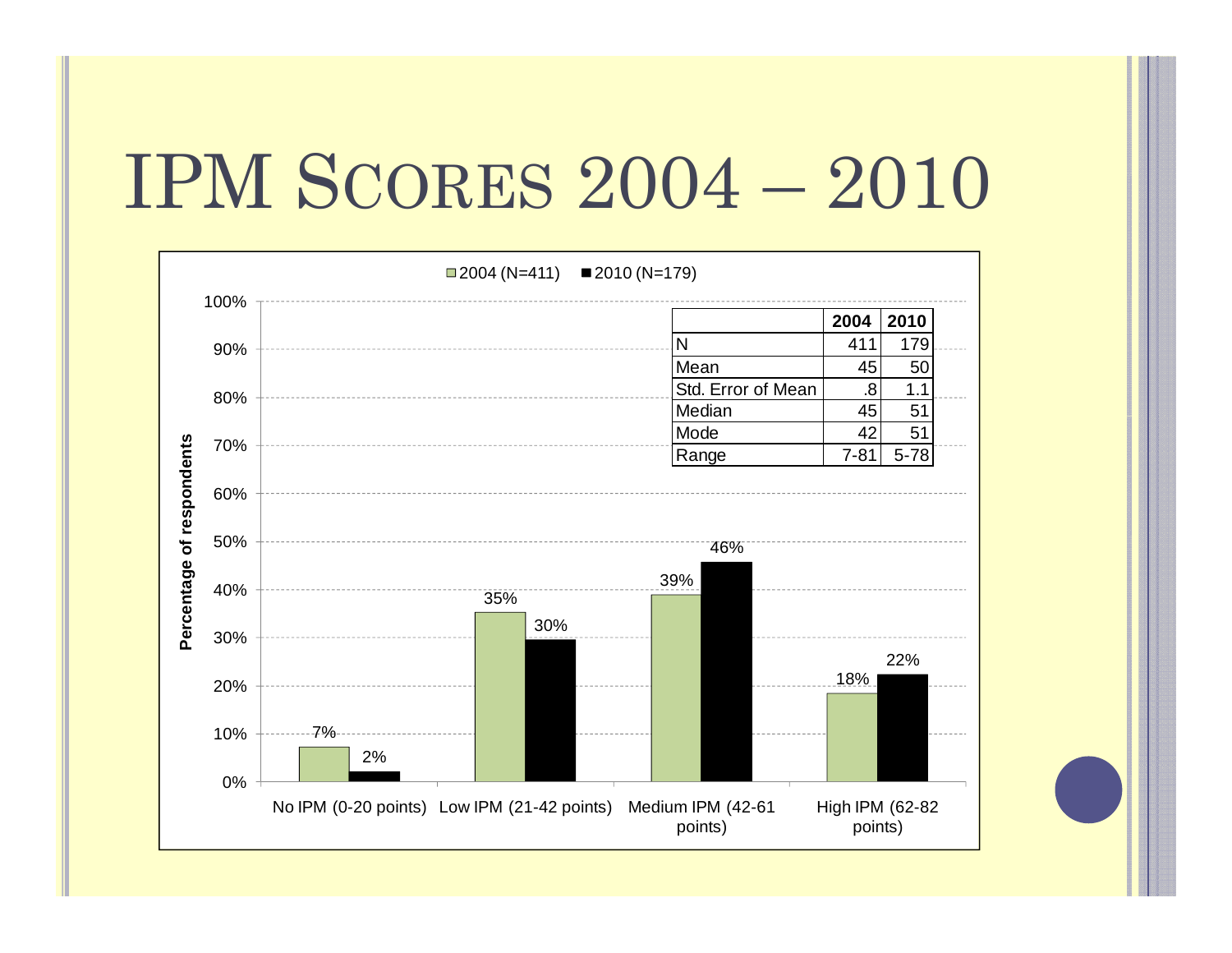# IPM Scores 2004 – 2010

|  | 2004 | 2010 |
|---|---|---|
| N | 411 | 179 |
| Mean | 45 | 50 |
| Std. Error of Mean | .8 | 1.1 |
| Median | 45 | 51 |
| Mode | 42 | 51 |
| Range | 7-81 | 5-78 |

| Percentage of respondents | 2004 (N=411) | 2010 (N=179) |
|---|---|---|
| No IPM (0-20 points) | 7% | 2% |
| Low IPM (21-42 points) | 35% | 30% |
| Medium IPM (42-61 points) | 39% | 46% |
| High IPM (62-82 points) | 18% | 22% |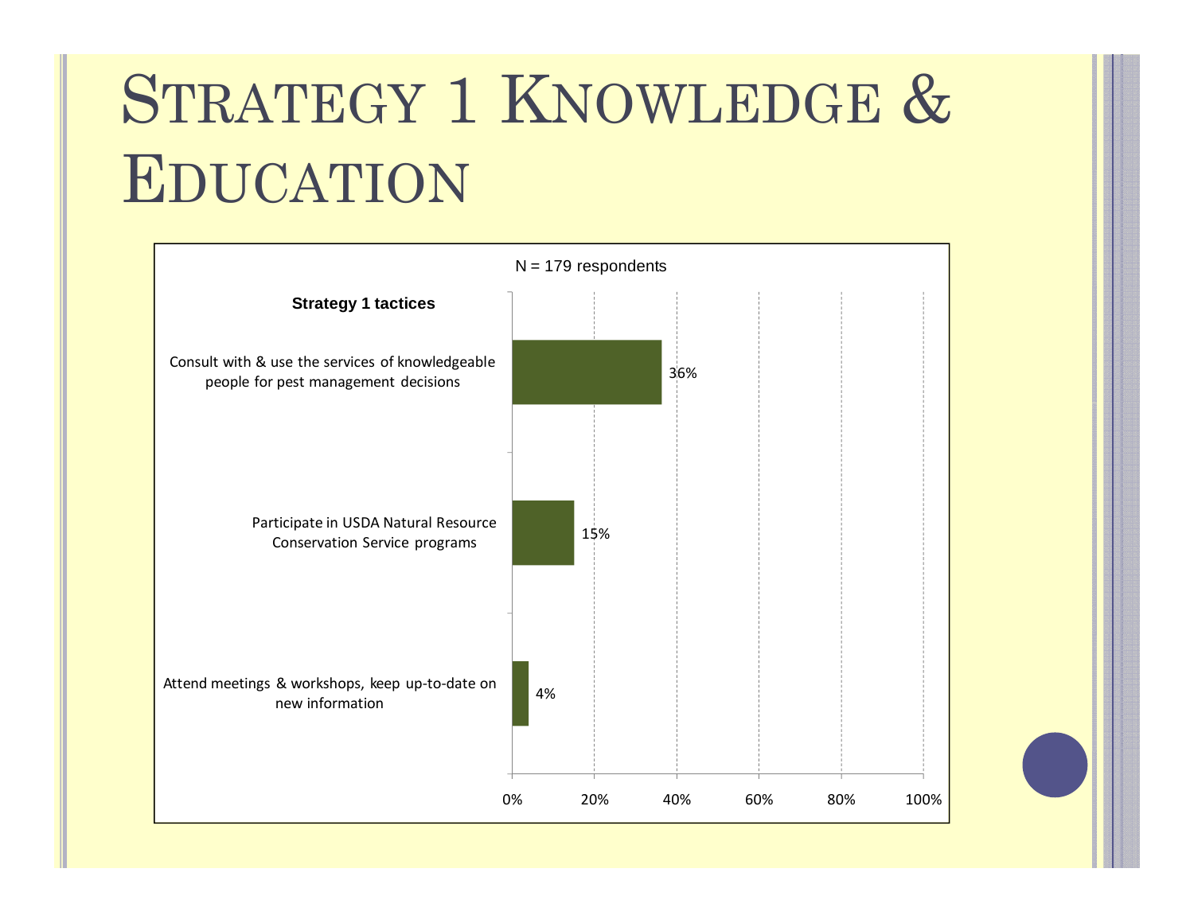# Strategy 1 Knowledge & Education

N = 179 respondents

| Strategy 1 tactices | % |
|---|---|
| Consult with & use the services of knowledgeable people for pest management decisions | 36% |
| Participate in USDA Natural Resource Conservation Service programs | 15% |
| Attend meetings & workshops, keep up-to-date on new information | 4% |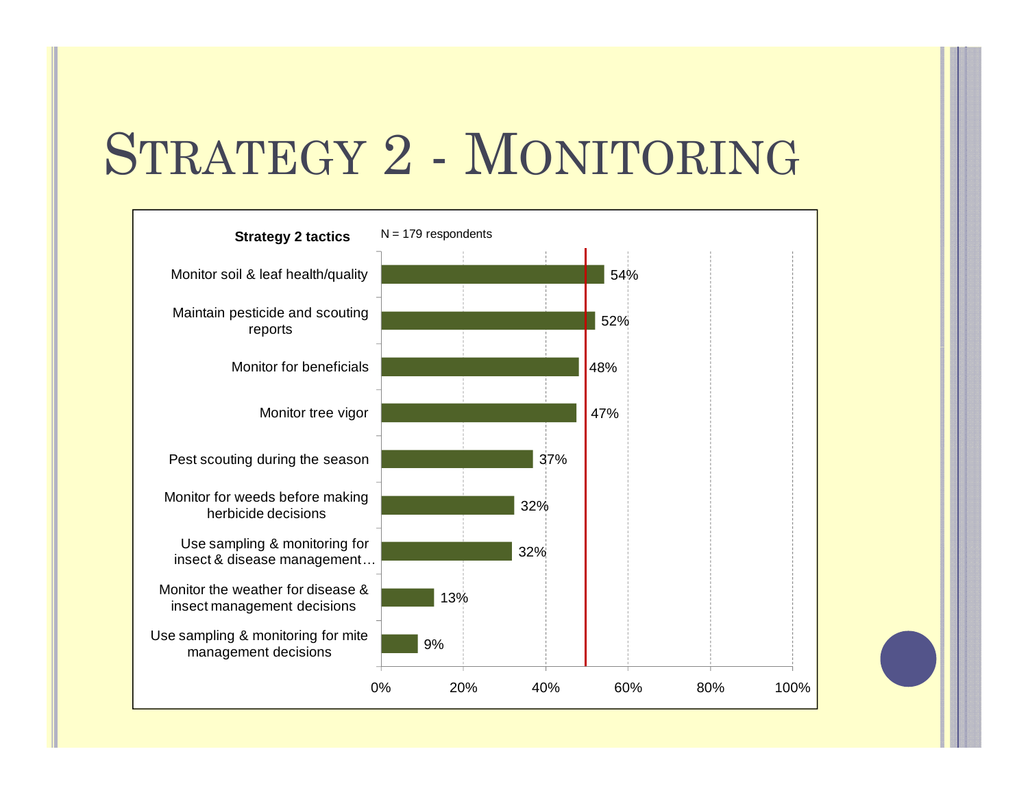# Strategy 2 - Monitoring

**Strategy 2 tactics**

N = 179 respondents

| Tactic | Percent |
|---|---|
| Monitor soil & leaf health/quality | 54% |
| Maintain pesticide and scouting reports | 52% |
| Monitor for beneficials | 48% |
| Monitor tree vigor | 47% |
| Pest scouting during the season | 37% |
| Monitor for weeds before making herbicide decisions | 32% |
| Use sampling & monitoring for insect & disease management… | 32% |
| Monitor the weather for disease & insect management decisions | 13% |
| Use sampling & monitoring for mite management decisions | 9% |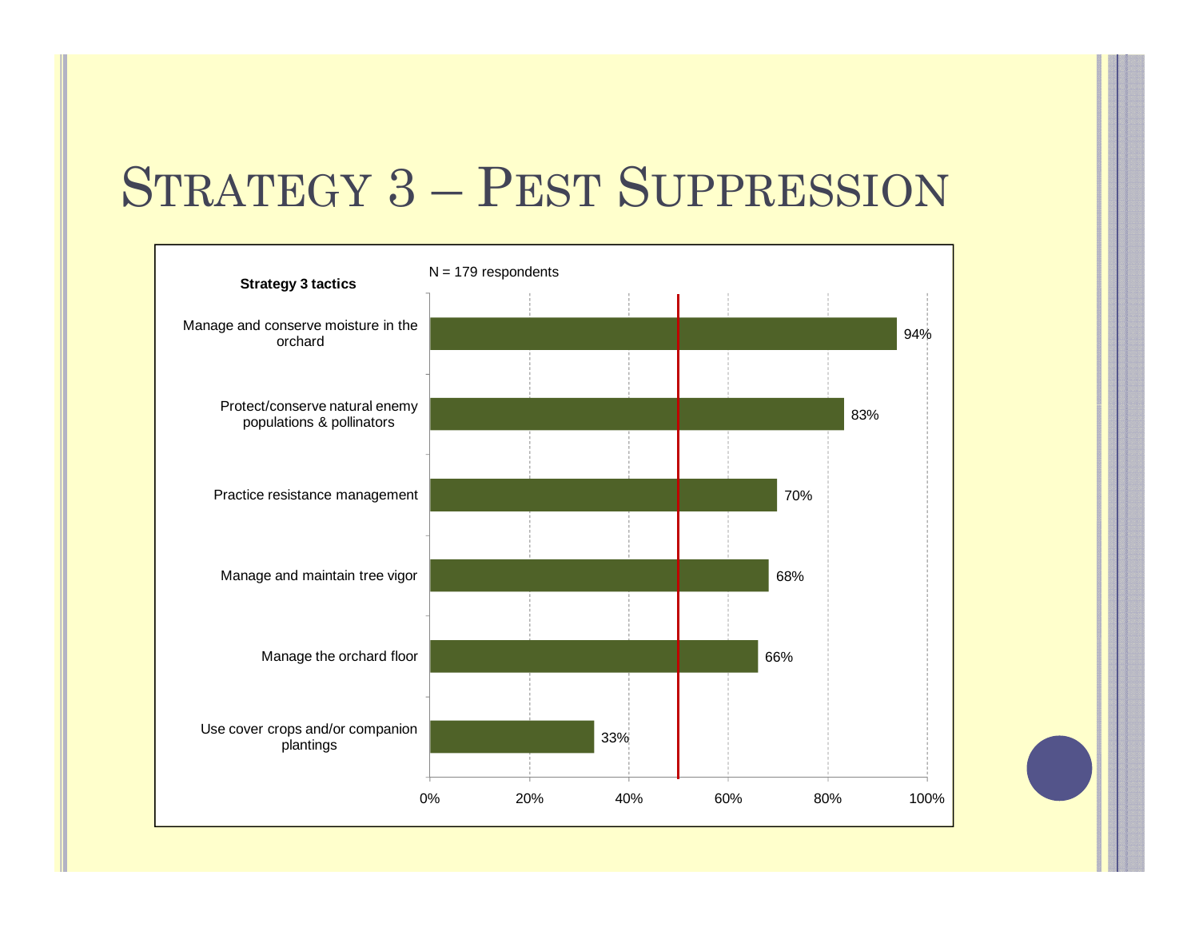# Strategy 3 – Pest Suppression

N = 179 respondents

| Strategy 3 tactics | % |
|---|---|
| Manage and conserve moisture in the orchard | 94% |
| Protect/conserve natural enemy populations & pollinators | 83% |
| Practice resistance management | 70% |
| Manage and maintain tree vigor | 68% |
| Manage the orchard floor | 66% |
| Use cover crops and/or companion plantings | 33% |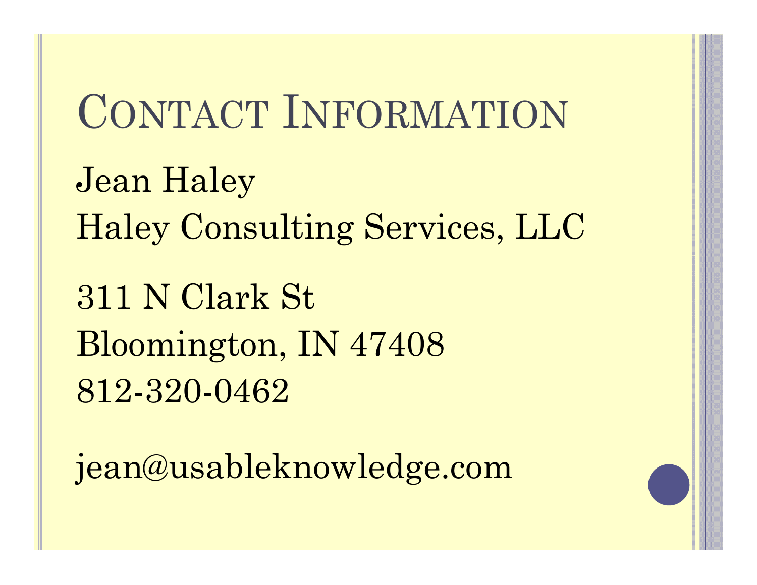# Contact Information

Jean Haley
Haley Consulting Services, LLC

311 N Clark St
Bloomington, IN 47408
812-320-0462

jean@usableknowledge.com